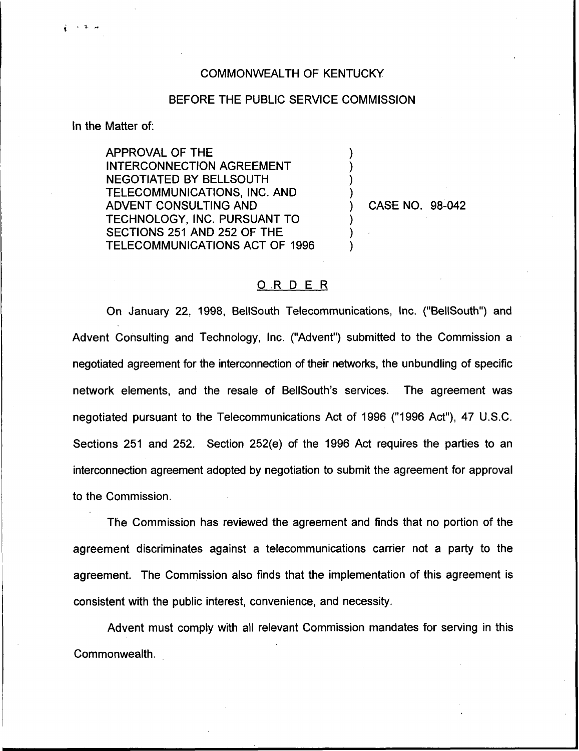COMMONWEALTH OF KENTUCKY

BEFORE THE PUBLIC SERVICE COMMISSION

In the Matter of:

APPROVAL OF THE INTERCONNECTION AGREEMENT NEGOTIATED BY BELLSOUTH TELECOMMUNICATIONS, INC. AND ADVENT CONSULTING AND TECHNOLOGY, INC. PURSUANT TO SECTIONS 251 AND 252 OF THE TELECOMMUNICATIONS ACT OF 1996

) CASE NO. 98-042

## ORDER

On January 22, 1998, BellSouth Telecommunications, Inc. ("BellSouth") and Advent Consulting and Technology, Inc. ("Advent") submitted to the Commission a negotiated agreement for the interconnection of their networks, the unbundling of specific network elements, and the resale of BellSouth's services. The agreement was negotiated pursuant to the Telecommunications Act of 1996 ("1996 Act"), 47 U.S.C. Sections 251 and 252. Section 252(e) of the 1996 Act requires the parties to an interconnection agreement adopted by negotiation to submit the agreement for approval to the Commission.

The Commission has reviewed the agreement and finds that no portion of the agreement discriminates against a telecommunications carrier not a party to the agreement. The Commission also finds that the implementation of this agreement is consistent with the public interest, convenience, and necessity.

Advent must comply with all relevant Commission mandates for serving in this Commonwealth.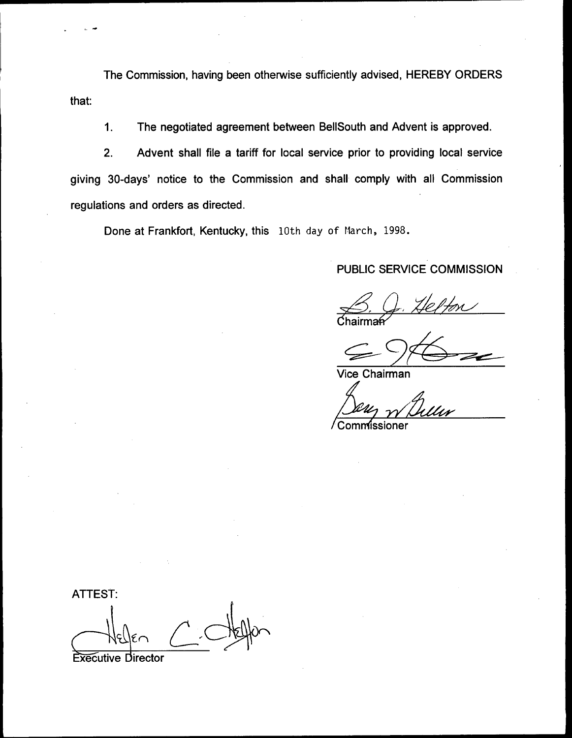The Commission, having been otherwise sufficiently advised, HEREBY ORDERS that:

1. The negotiated agreement between BellSouth and Advent is approved.

2. Advent shall file a tariff for local service prior to providing local service giving 30-days' notice to the Commission and shall comply with all Commission regulations and orders as directed.

Done at Frankfort, Kentucky, this 10th day of March, 1998.

PUBLIC SERVICE COMMISSION

B. J. Helton
Chairman

Vice Chairman

Commissioner

ATTEST:

Helen C. Helton
Executive Director